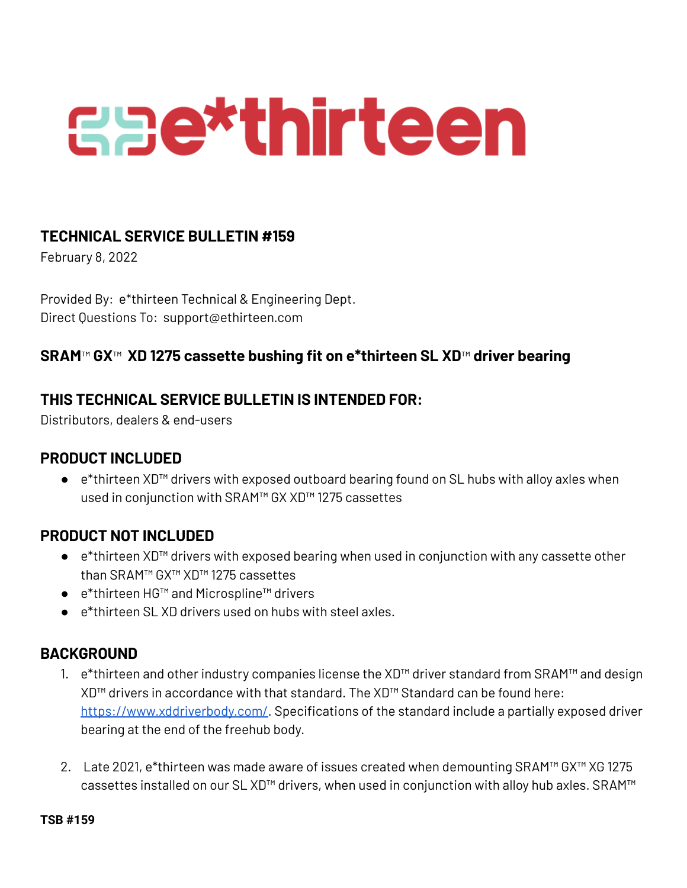# e*thirteen

## TECHNICAL SERVICE BULLETIN #159

February 8, 2022

Provided By: e*thirteen Technical & Engineering Dept.
Direct Questions To: support@ethirteen.com

## SRAM™ GX™ XD 1275 cassette bushing fit on e*thirteen SL XD™ driver bearing

## THIS TECHNICAL SERVICE BULLETIN IS INTENDED FOR:

Distributors, dealers & end-users

## PRODUCT INCLUDED

- e*thirteen XD™ drivers with exposed outboard bearing found on SL hubs with alloy axles when used in conjunction with SRAM™ GX XD™ 1275 cassettes

## PRODUCT NOT INCLUDED

- e*thirteen XD™ drivers with exposed bearing when used in conjunction with any cassette other than SRAM™ GX™ XD™ 1275 cassettes
- e*thirteen HG™ and Microspline™ drivers
- e*thirteen SL XD drivers used on hubs with steel axles.

## BACKGROUND

1. e*thirteen and other industry companies license the XD™ driver standard from SRAM™ and design XD™ drivers in accordance with that standard. The XD™ Standard can be found here: https://www.xddriverbody.com/. Specifications of the standard include a partially exposed driver bearing at the end of the freehub body.

2. Late 2021, e*thirteen was made aware of issues created when demounting SRAM™ GX™ XG 1275 cassettes installed on our SL XD™ drivers, when used in conjunction with alloy hub axles. SRAM™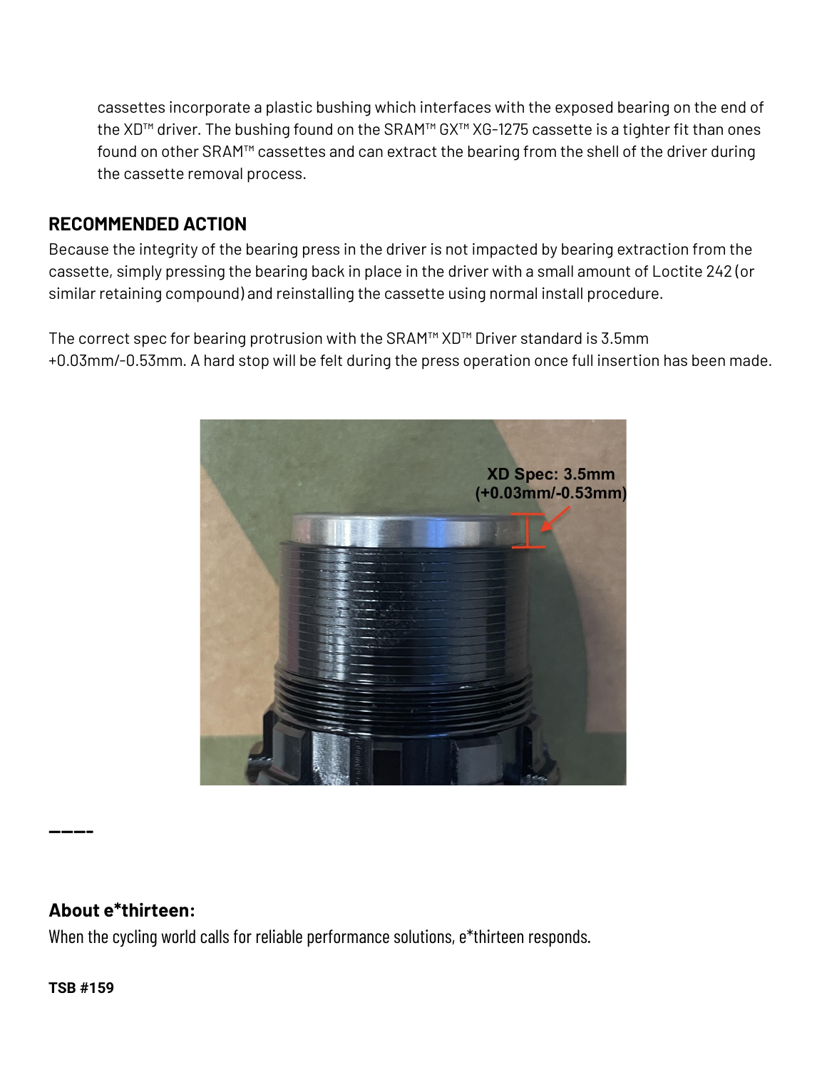cassettes incorporate a plastic bushing which interfaces with the exposed bearing on the end of the XD™ driver. The bushing found on the SRAM™ GX™ XG-1275 cassette is a tighter fit than ones found on other SRAM™ cassettes and can extract the bearing from the shell of the driver during the cassette removal process.

## RECOMMENDED ACTION

Because the integrity of the bearing press in the driver is not impacted by bearing extraction from the cassette, simply pressing the bearing back in place in the driver with a small amount of Loctite 242 (or similar retaining compound) and reinstalling the cassette using normal install procedure.

The correct spec for bearing protrusion with the SRAM™ XD™ Driver standard is 3.5mm +0.03mm/-0.53mm. A hard stop will be felt during the press operation once full insertion has been made.

XD Spec: 3.5mm (+0.03mm/-0.53mm)

----

## About e*thirteen:

When the cycling world calls for reliable performance solutions, e*thirteen responds.

**TSB #159**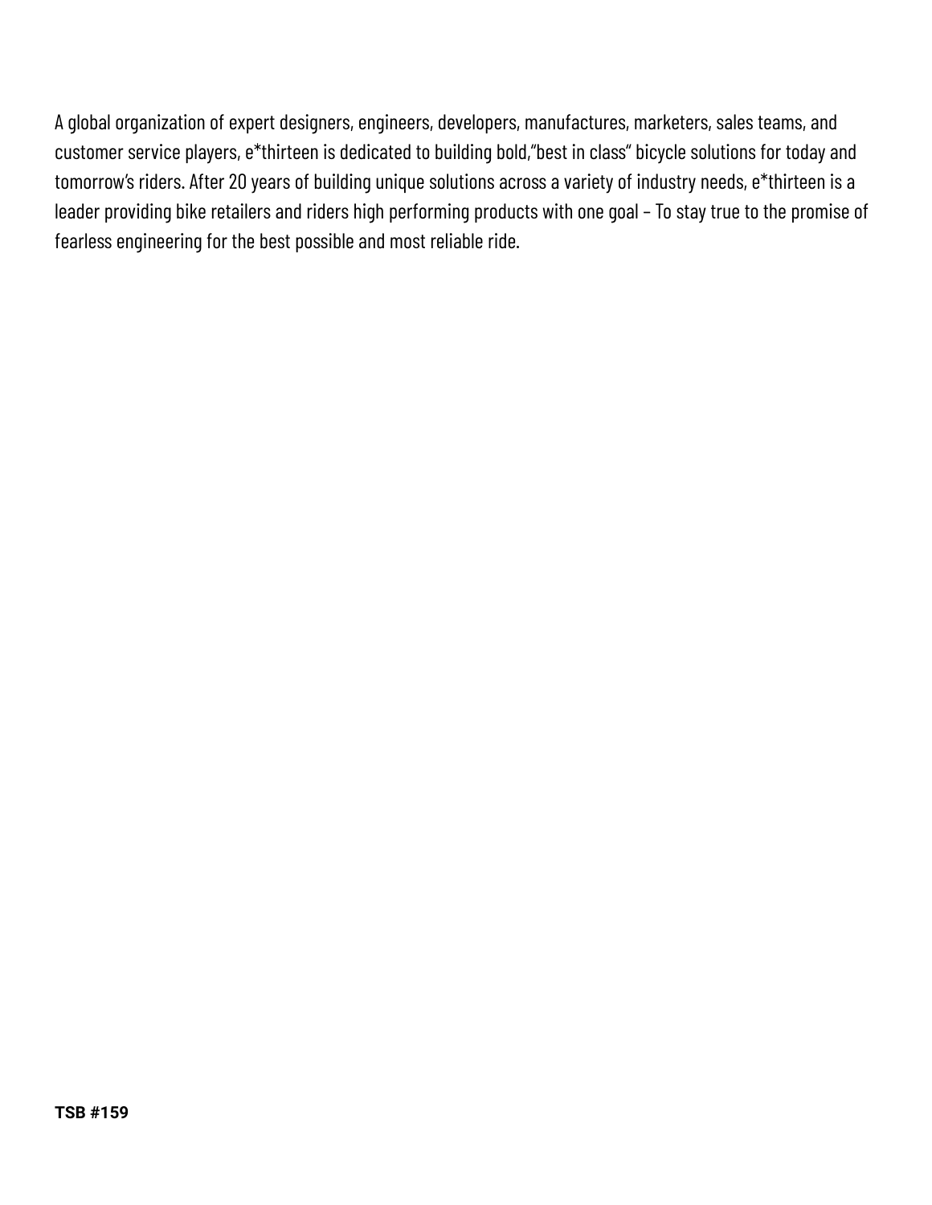A global organization of expert designers, engineers, developers, manufactures, marketers, sales teams, and customer service players, e*thirteen is dedicated to building bold,"best in class" bicycle solutions for today and tomorrow's riders. After 20 years of building unique solutions across a variety of industry needs, e*thirteen is a leader providing bike retailers and riders high performing products with one goal – To stay true to the promise of fearless engineering for the best possible and most reliable ride.